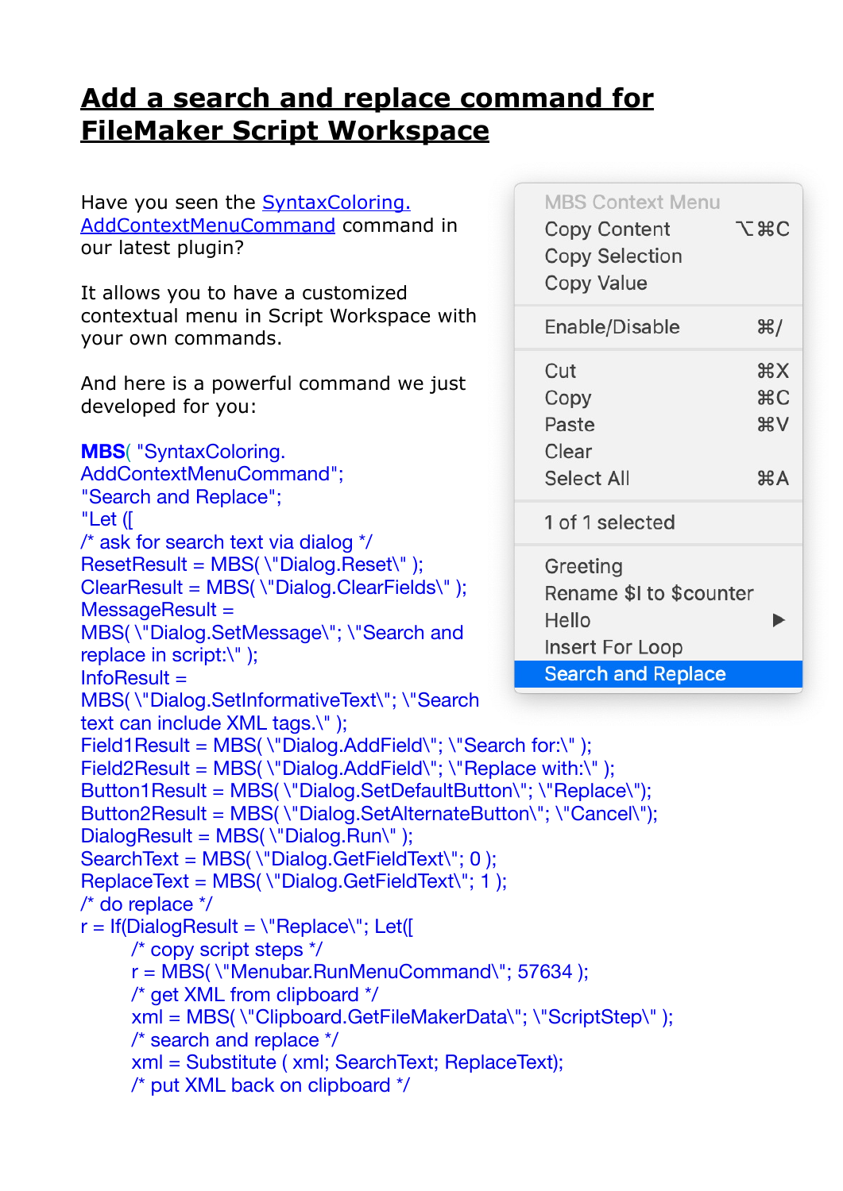# Add a search and replace command for FileMaker Script Workspace

Have you seen the [SyntaxColoring.AddContextMenuCommand](#) command in our latest plugin?

It allows you to have a customized contextual menu in Script Workspace with your own commands.

And here is a powerful command we just developed for you:

MBS Context Menu
Copy Content ⌥⌘C
Copy Selection
Copy Value
Enable/Disable ⌘/
Cut ⌘X
Copy ⌘C
Paste ⌘V
Clear
Select All ⌘A
1 of 1 selected
Greeting
Rename $I to $counter
Hello ▶
Insert For Loop
Search and Replace

```
MBS( "SyntaxColoring.
AddContextMenuCommand";
"Search and Replace";
"Let ([
/* ask for search text via dialog */
ResetResult = MBS( \"Dialog.Reset\" );
ClearResult = MBS( \"Dialog.ClearFields\" );
MessageResult =
MBS( \"Dialog.SetMessage\"; \"Search and
replace in script:\" );
InfoResult =
MBS( \"Dialog.SetInformativeText\"; \"Search
text can include XML tags.\" );
Field1Result = MBS( \"Dialog.AddField\"; \"Search for:\" );
Field2Result = MBS( \"Dialog.AddField\"; \"Replace with:\" );
Button1Result = MBS( \"Dialog.SetDefaultButton\"; \"Replace\");
Button2Result = MBS( \"Dialog.SetAlternateButton\"; \"Cancel\");
DialogResult = MBS( \"Dialog.Run\" );
SearchText = MBS( \"Dialog.GetFieldText\"; 0 );
ReplaceText = MBS( \"Dialog.GetFieldText\"; 1 );
/* do replace */
r = If(DialogResult = \"Replace\"; Let([
        /* copy script steps */
        r = MBS( \"Menubar.RunMenuCommand\"; 57634 );
        /* get XML from clipboard */
        xml = MBS( \"Clipboard.GetFileMakerData\"; \"ScriptStep\" );
        /* search and replace */
        xml = Substitute ( xml; SearchText; ReplaceText);
        /* put XML back on clipboard */
```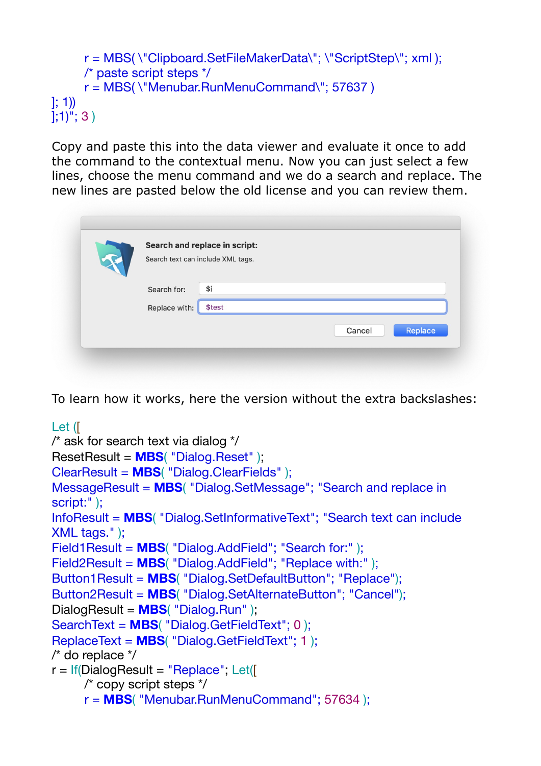```
	r = MBS( \"Clipboard.SetFileMakerData\"; \"ScriptStep\"; xml );
	/* paste script steps */
	r = MBS( \"Menubar.RunMenuCommand\"; 57637 )
]; 1))
];1)"; 3 )
```

Copy and paste this into the data viewer and evaluate it once to add the command to the contextual menu. Now you can just select a few lines, choose the menu command and we do a search and replace. The new lines are pasted below the old license and you can review them.

To learn how it works, here the version without the extra backslashes:

```
Let ([
/* ask for search text via dialog */
ResetResult = MBS( "Dialog.Reset" );
ClearResult = MBS( "Dialog.ClearFields" );
MessageResult = MBS( "Dialog.SetMessage"; "Search and replace in script:" );
InfoResult = MBS( "Dialog.SetInformativeText"; "Search text can include XML tags." );
Field1Result = MBS( "Dialog.AddField"; "Search for:" );
Field2Result = MBS( "Dialog.AddField"; "Replace with:" );
Button1Result = MBS( "Dialog.SetDefaultButton"; "Replace");
Button2Result = MBS( "Dialog.SetAlternateButton"; "Cancel");
DialogResult = MBS( "Dialog.Run" );
SearchText = MBS( "Dialog.GetFieldText"; 0 );
ReplaceText = MBS( "Dialog.GetFieldText"; 1 );
/* do replace */
r = If(DialogResult = "Replace"; Let([
	/* copy script steps */
	r = MBS( "Menubar.RunMenuCommand"; 57634 );
```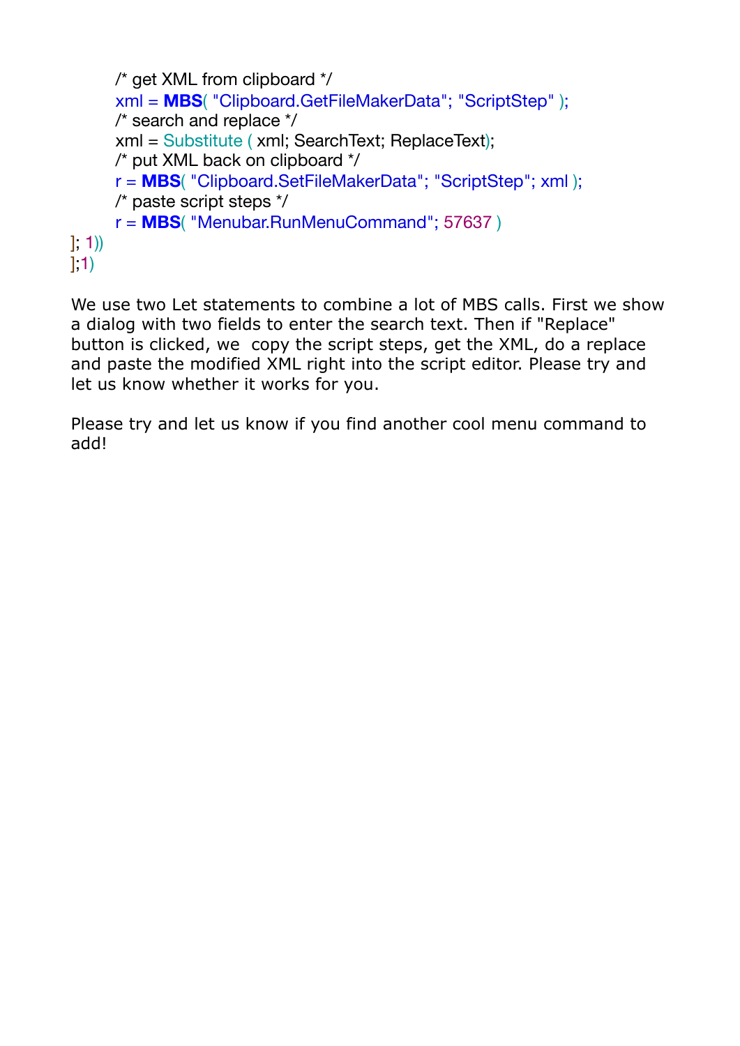```
    /* get XML from clipboard */
    xml = MBS( "Clipboard.GetFileMakerData"; "ScriptStep" );
    /* search and replace */
    xml = Substitute ( xml; SearchText; ReplaceText);
    /* put XML back on clipboard */
    r = MBS( "Clipboard.SetFileMakerData"; "ScriptStep"; xml );
    /* paste script steps */
    r = MBS( "Menubar.RunMenuCommand"; 57637 )
]; 1))
];1)
```

We use two Let statements to combine a lot of MBS calls. First we show a dialog with two fields to enter the search text. Then if "Replace" button is clicked, we copy the script steps, get the XML, do a replace and paste the modified XML right into the script editor. Please try and let us know whether it works for you.

Please try and let us know if you find another cool menu command to add!